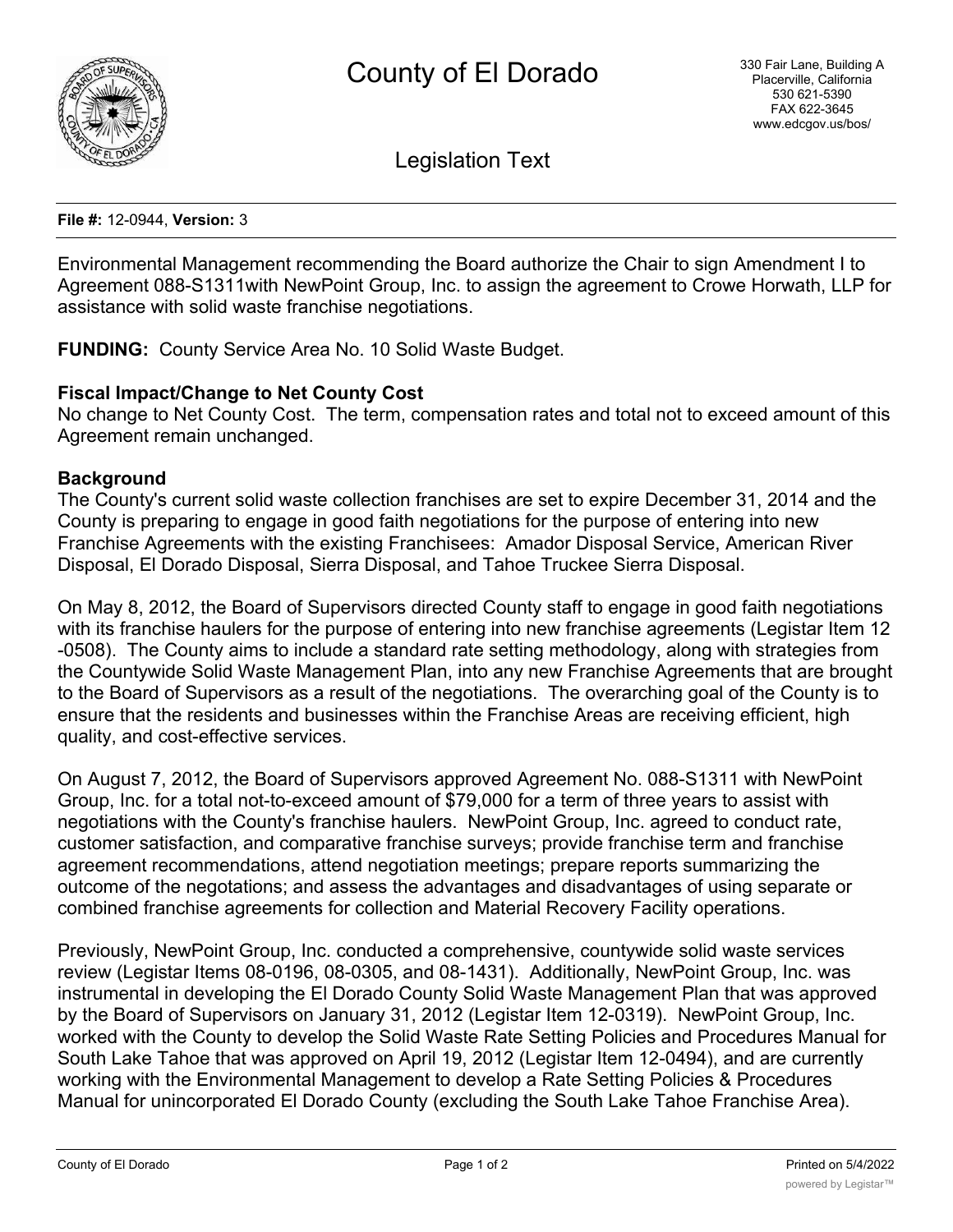# County of El Dorado

330 Fair Lane, Building A
Placerville, California
530 621-5390
FAX 622-3645
www.edcgov.us/bos/

## Legislation Text

**File #:** 12-0944, **Version:** 3

Environmental Management recommending the Board authorize the Chair to sign Amendment I to Agreement 088-S1311with NewPoint Group, Inc. to assign the agreement to Crowe Horwath, LLP for assistance with solid waste franchise negotiations.

**FUNDING:** County Service Area No. 10 Solid Waste Budget.

**Fiscal Impact/Change to Net County Cost**

No change to Net County Cost. The term, compensation rates and total not to exceed amount of this Agreement remain unchanged.

**Background**

The County's current solid waste collection franchises are set to expire December 31, 2014 and the County is preparing to engage in good faith negotiations for the purpose of entering into new Franchise Agreements with the existing Franchisees: Amador Disposal Service, American River Disposal, El Dorado Disposal, Sierra Disposal, and Tahoe Truckee Sierra Disposal.

On May 8, 2012, the Board of Supervisors directed County staff to engage in good faith negotiations with its franchise haulers for the purpose of entering into new franchise agreements (Legistar Item 12-0508). The County aims to include a standard rate setting methodology, along with strategies from the Countywide Solid Waste Management Plan, into any new Franchise Agreements that are brought to the Board of Supervisors as a result of the negotiations. The overarching goal of the County is to ensure that the residents and businesses within the Franchise Areas are receiving efficient, high quality, and cost-effective services.

On August 7, 2012, the Board of Supervisors approved Agreement No. 088-S1311 with NewPoint Group, Inc. for a total not-to-exceed amount of $79,000 for a term of three years to assist with negotiations with the County's franchise haulers. NewPoint Group, Inc. agreed to conduct rate, customer satisfaction, and comparative franchise surveys; provide franchise term and franchise agreement recommendations, attend negotiation meetings; prepare reports summarizing the outcome of the negotations; and assess the advantages and disadvantages of using separate or combined franchise agreements for collection and Material Recovery Facility operations.

Previously, NewPoint Group, Inc. conducted a comprehensive, countywide solid waste services review (Legistar Items 08-0196, 08-0305, and 08-1431). Additionally, NewPoint Group, Inc. was instrumental in developing the El Dorado County Solid Waste Management Plan that was approved by the Board of Supervisors on January 31, 2012 (Legistar Item 12-0319). NewPoint Group, Inc. worked with the County to develop the Solid Waste Rate Setting Policies and Procedures Manual for South Lake Tahoe that was approved on April 19, 2012 (Legistar Item 12-0494), and are currently working with the Environmental Management to develop a Rate Setting Policies & Procedures Manual for unincorporated El Dorado County (excluding the South Lake Tahoe Franchise Area).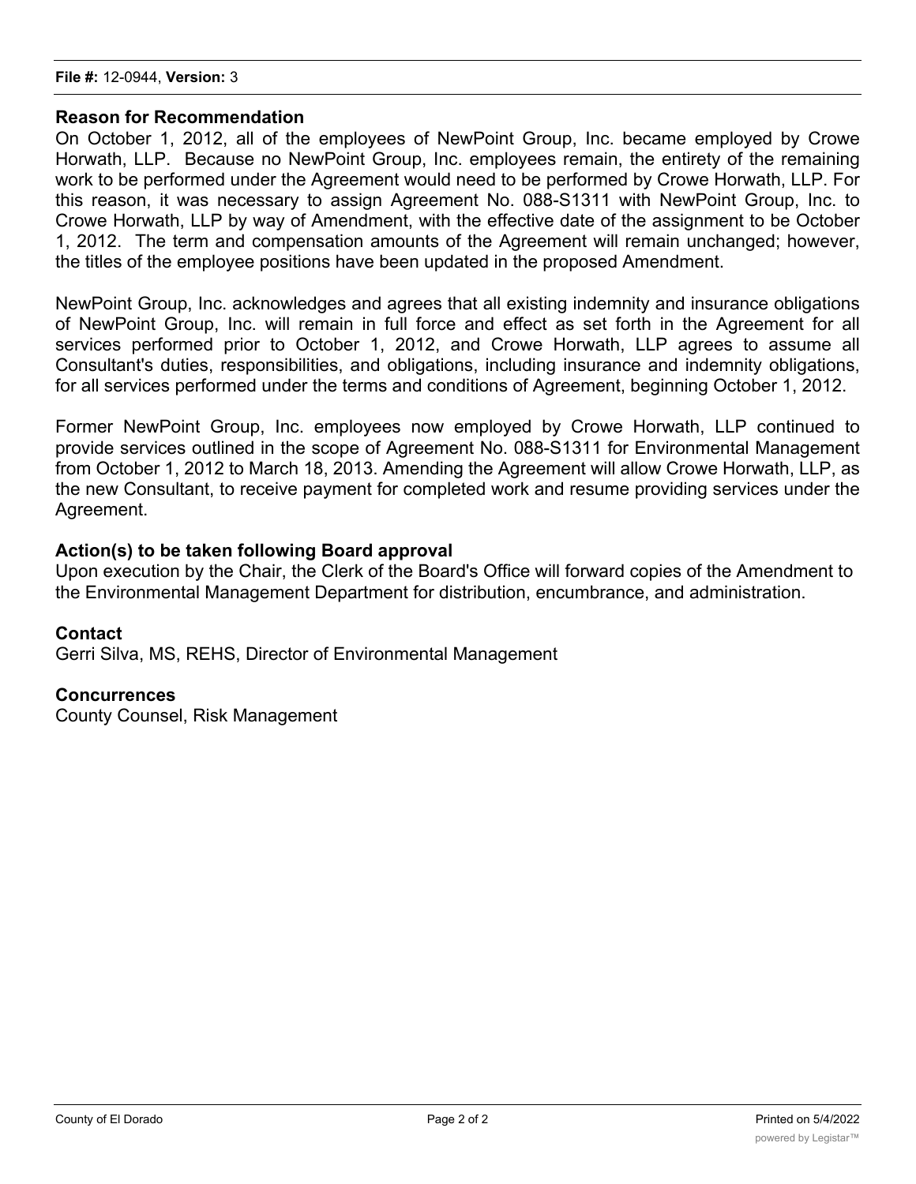**Reason for Recommendation**

On October 1, 2012, all of the employees of NewPoint Group, Inc. became employed by Crowe Horwath, LLP. Because no NewPoint Group, Inc. employees remain, the entirety of the remaining work to be performed under the Agreement would need to be performed by Crowe Horwath, LLP. For this reason, it was necessary to assign Agreement No. 088-S1311 with NewPoint Group, Inc. to Crowe Horwath, LLP by way of Amendment, with the effective date of the assignment to be October 1, 2012. The term and compensation amounts of the Agreement will remain unchanged; however, the titles of the employee positions have been updated in the proposed Amendment.

NewPoint Group, Inc. acknowledges and agrees that all existing indemnity and insurance obligations of NewPoint Group, Inc. will remain in full force and effect as set forth in the Agreement for all services performed prior to October 1, 2012, and Crowe Horwath, LLP agrees to assume all Consultant's duties, responsibilities, and obligations, including insurance and indemnity obligations, for all services performed under the terms and conditions of Agreement, beginning October 1, 2012.

Former NewPoint Group, Inc. employees now employed by Crowe Horwath, LLP continued to provide services outlined in the scope of Agreement No. 088-S1311 for Environmental Management from October 1, 2012 to March 18, 2013. Amending the Agreement will allow Crowe Horwath, LLP, as the new Consultant, to receive payment for completed work and resume providing services under the Agreement.

**Action(s) to be taken following Board approval**

Upon execution by the Chair, the Clerk of the Board's Office will forward copies of the Amendment to the Environmental Management Department for distribution, encumbrance, and administration.

**Contact**

Gerri Silva, MS, REHS, Director of Environmental Management

**Concurrences**

County Counsel, Risk Management